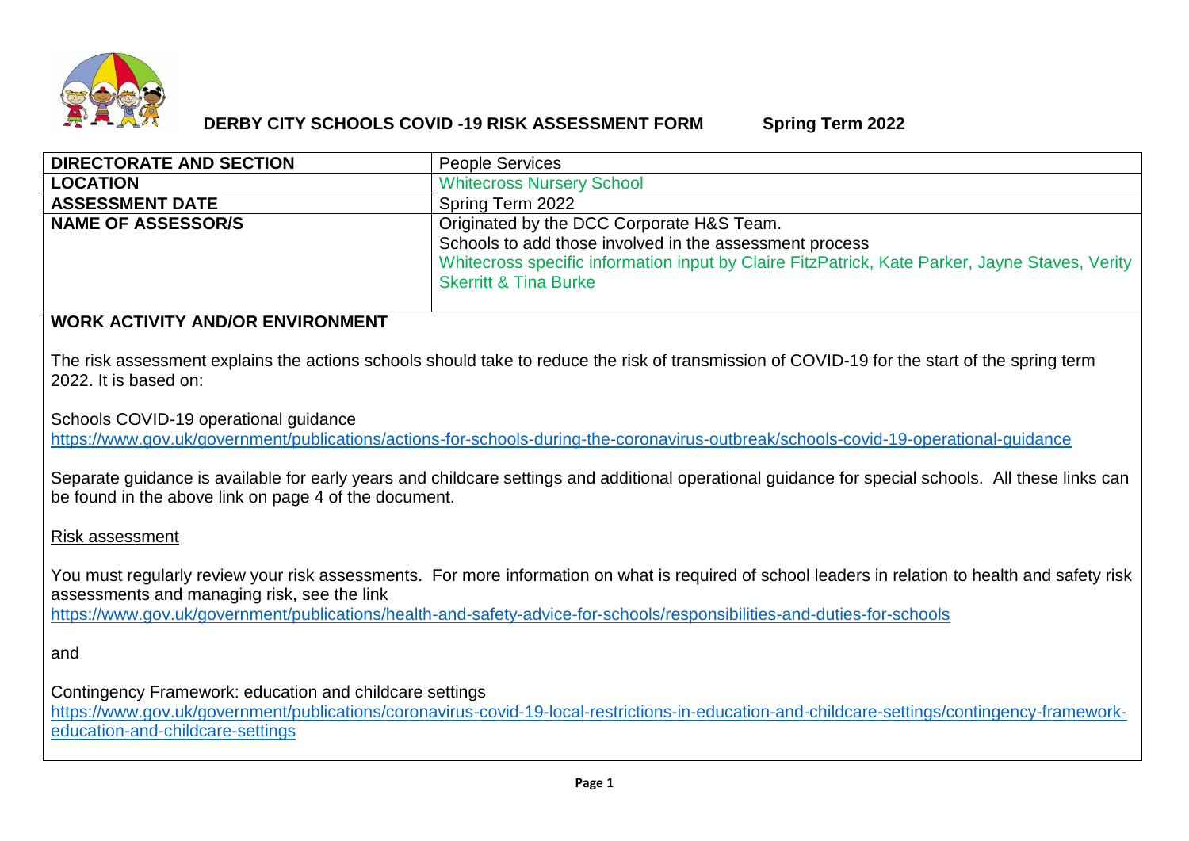# DERBY CITY SCHOOLS COVID -19 RISK ASSESSMENT FORM Spring Term 2022

| DIRECTORATE AND SECTION | People Services |
|---|---|
| LOCATION | Whitecross Nursery School |
| ASSESSMENT DATE | Spring Term 2022 |
| NAME OF ASSESSOR/S | Originated by the DCC Corporate H&S Team.<br>Schools to add those involved in the assessment process<br>Whitecross specific information input by Claire FitzPatrick, Kate Parker, Jayne Staves, Verity Skerritt & Tina Burke |

## WORK ACTIVITY AND/OR ENVIRONMENT

The risk assessment explains the actions schools should take to reduce the risk of transmission of COVID-19 for the start of the spring term 2022. It is based on:

Schools COVID-19 operational guidance
https://www.gov.uk/government/publications/actions-for-schools-during-the-coronavirus-outbreak/schools-covid-19-operational-guidance

Separate guidance is available for early years and childcare settings and additional operational guidance for special schools. All these links can be found in the above link on page 4 of the document.

Risk assessment

You must regularly review your risk assessments. For more information on what is required of school leaders in relation to health and safety risk assessments and managing risk, see the link
https://www.gov.uk/government/publications/health-and-safety-advice-for-schools/responsibilities-and-duties-for-schools

and

Contingency Framework: education and childcare settings
https://www.gov.uk/government/publications/coronavirus-covid-19-local-restrictions-in-education-and-childcare-settings/contingency-framework-education-and-childcare-settings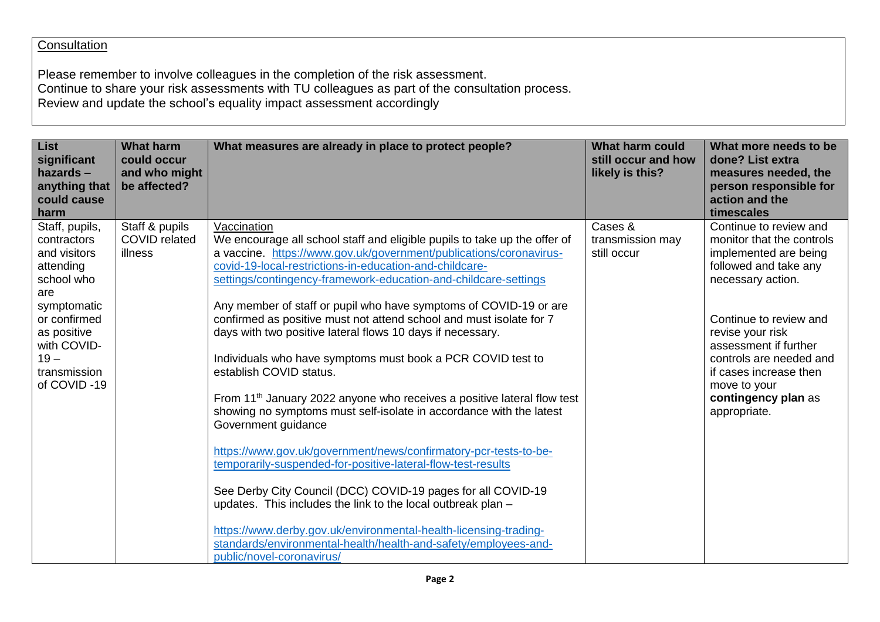<u>Consultation</u>

Please remember to involve colleagues in the completion of the risk assessment.
Continue to share your risk assessments with TU colleagues as part of the consultation process.
Review and update the school's equality impact assessment accordingly

| List significant hazards – anything that could cause harm | What harm could occur and who might be affected? | What measures are already in place to protect people? | What harm could still occur and how likely is this? | What more needs to be done? List extra measures needed, the person responsible for action and the timescales |
|---|---|---|---|---|
| Staff, pupils, contractors and visitors attending school who are symptomatic or confirmed as positive with COVID-19 – transmission of COVID -19 | Staff & pupils COVID related illness | <u>Vaccination</u><br>We encourage all school staff and eligible pupils to take up the offer of a vaccine. https://www.gov.uk/government/publications/coronavirus-covid-19-local-restrictions-in-education-and-childcare-settings/contingency-framework-education-and-childcare-settings<br><br>Any member of staff or pupil who have symptoms of COVID-19 or are confirmed as positive must not attend school and must isolate for 7 days with two positive lateral flows 10 days if necessary.<br><br>Individuals who have symptoms must book a PCR COVID test to establish COVID status.<br><br>From 11th January 2022 anyone who receives a positive lateral flow test showing no symptoms must self-isolate in accordance with the latest Government guidance<br><br>https://www.gov.uk/government/news/confirmatory-pcr-tests-to-be-temporarily-suspended-for-positive-lateral-flow-test-results<br><br>See Derby City Council (DCC) COVID-19 pages for all COVID-19 updates. This includes the link to the local outbreak plan –<br><br>https://www.derby.gov.uk/environmental-health-licensing-trading-standards/environmental-health/health-and-safety/employees-and-public/novel-coronavirus/ | Cases & transmission may still occur | Continue to review and monitor that the controls implemented are being followed and take any necessary action.<br><br>Continue to review and revise your risk assessment if further controls are needed and if cases increase then move to your **contingency plan** as appropriate. |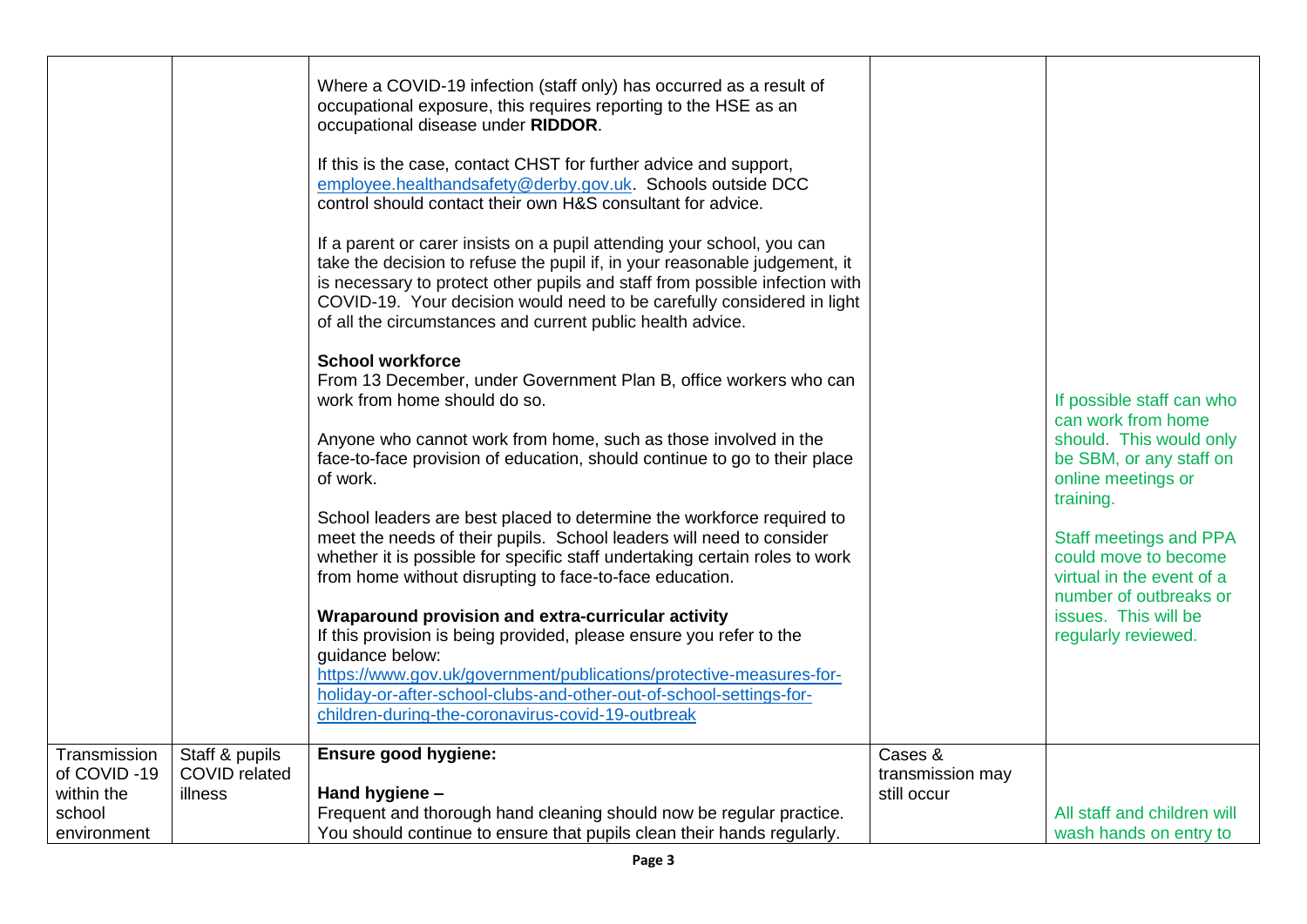| | | | | |
|---|---|---|---|---|
| | | Where a COVID-19 infection (staff only) has occurred as a result of occupational exposure, this requires reporting to the HSE as an occupational disease under **RIDDOR**.<br><br>If this is the case, contact CHST for further advice and support, employee.healthandsafety@derby.gov.uk. Schools outside DCC control should contact their own H&S consultant for advice.<br><br>If a parent or carer insists on a pupil attending your school, you can take the decision to refuse the pupil if, in your reasonable judgement, it is necessary to protect other pupils and staff from possible infection with COVID-19. Your decision would need to be carefully considered in light of all the circumstances and current public health advice.<br><br>**School workforce**<br>From 13 December, under Government Plan B, office workers who can work from home should do so.<br><br>Anyone who cannot work from home, such as those involved in the face-to-face provision of education, should continue to go to their place of work.<br><br>School leaders are best placed to determine the workforce required to meet the needs of their pupils. School leaders will need to consider whether it is possible for specific staff undertaking certain roles to work from home without disrupting to face-to-face education.<br><br>**Wraparound provision and extra-curricular activity**<br>If this provision is being provided, please ensure you refer to the guidance below:<br>https://www.gov.uk/government/publications/protective-measures-for-holiday-or-after-school-clubs-and-other-out-of-school-settings-for-children-during-the-coronavirus-covid-19-outbreak | | If possible staff can who can work from home should. This would only be SBM, or any staff on online meetings or training.<br><br>Staff meetings and PPA could move to become virtual in the event of a number of outbreaks or issues. This will be regularly reviewed. |
| Transmission of COVID -19 within the school environment | Staff & pupils COVID related illness | **Ensure good hygiene:**<br><br>**Hand hygiene –**<br>Frequent and thorough hand cleaning should now be regular practice. You should continue to ensure that pupils clean their hands regularly. | Cases & transmission may still occur | All staff and children will wash hands on entry to |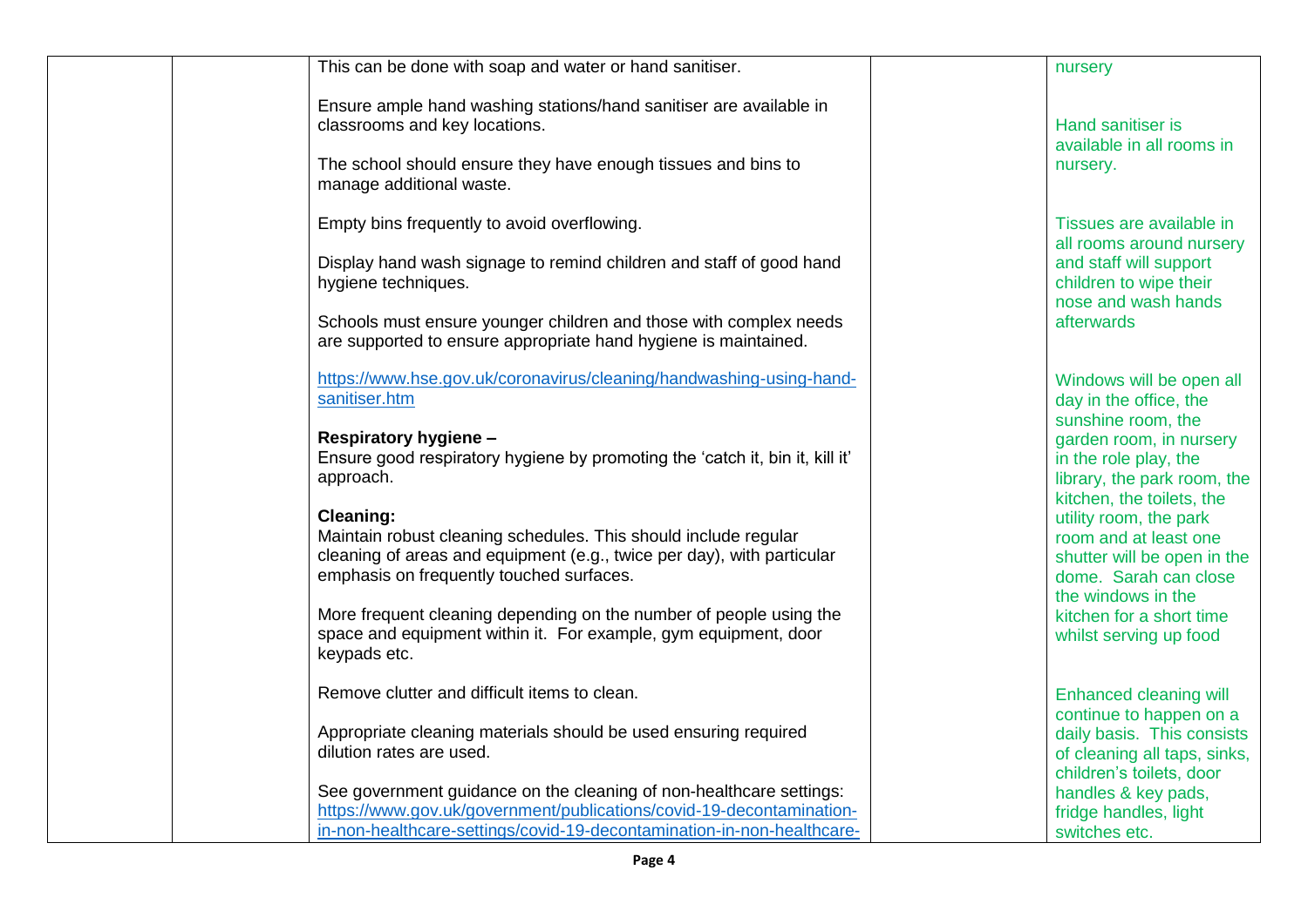| | | | | |
|---|---|---|---|---|
| | | This can be done with soap and water or hand sanitiser.<br><br>Ensure ample hand washing stations/hand sanitiser are available in classrooms and key locations.<br><br>The school should ensure they have enough tissues and bins to manage additional waste.<br><br>Empty bins frequently to avoid overflowing.<br><br>Display hand wash signage to remind children and staff of good hand hygiene techniques.<br><br>Schools must ensure younger children and those with complex needs are supported to ensure appropriate hand hygiene is maintained.<br><br>[https://www.hse.gov.uk/coronavirus/cleaning/handwashing-using-hand-sanitiser.htm](https://www.hse.gov.uk/coronavirus/cleaning/handwashing-using-hand-sanitiser.htm)<br><br>**Respiratory hygiene –**<br>Ensure good respiratory hygiene by promoting the 'catch it, bin it, kill it' approach.<br><br>**Cleaning:**<br>Maintain robust cleaning schedules. This should include regular cleaning of areas and equipment (e.g., twice per day), with particular emphasis on frequently touched surfaces.<br><br>More frequent cleaning depending on the number of people using the space and equipment within it. For example, gym equipment, door keypads etc.<br><br>Remove clutter and difficult items to clean.<br><br>Appropriate cleaning materials should be used ensuring required dilution rates are used.<br><br>See government guidance on the cleaning of non-healthcare settings: [https://www.gov.uk/government/publications/covid-19-decontamination-in-non-healthcare-settings/covid-19-decontamination-in-non-healthcare-](https://www.gov.uk/government/publications/covid-19-decontamination-in-non-healthcare-settings/covid-19-decontamination-in-non-healthcare-) | | nursery<br><br>Hand sanitiser is available in all rooms in nursery.<br><br>Tissues are available in all rooms around nursery and staff will support children to wipe their nose and wash hands afterwards<br><br>Windows will be open all day in the office, the sunshine room, the garden room, in nursery in the role play, the library, the park room, the kitchen, the toilets, the utility room, the park room and at least one shutter will be open in the dome. Sarah can close the windows in the kitchen for a short time whilst serving up food<br><br>Enhanced cleaning will continue to happen on a daily basis. This consists of cleaning all taps, sinks, children's toilets, door handles & key pads, fridge handles, light switches etc. |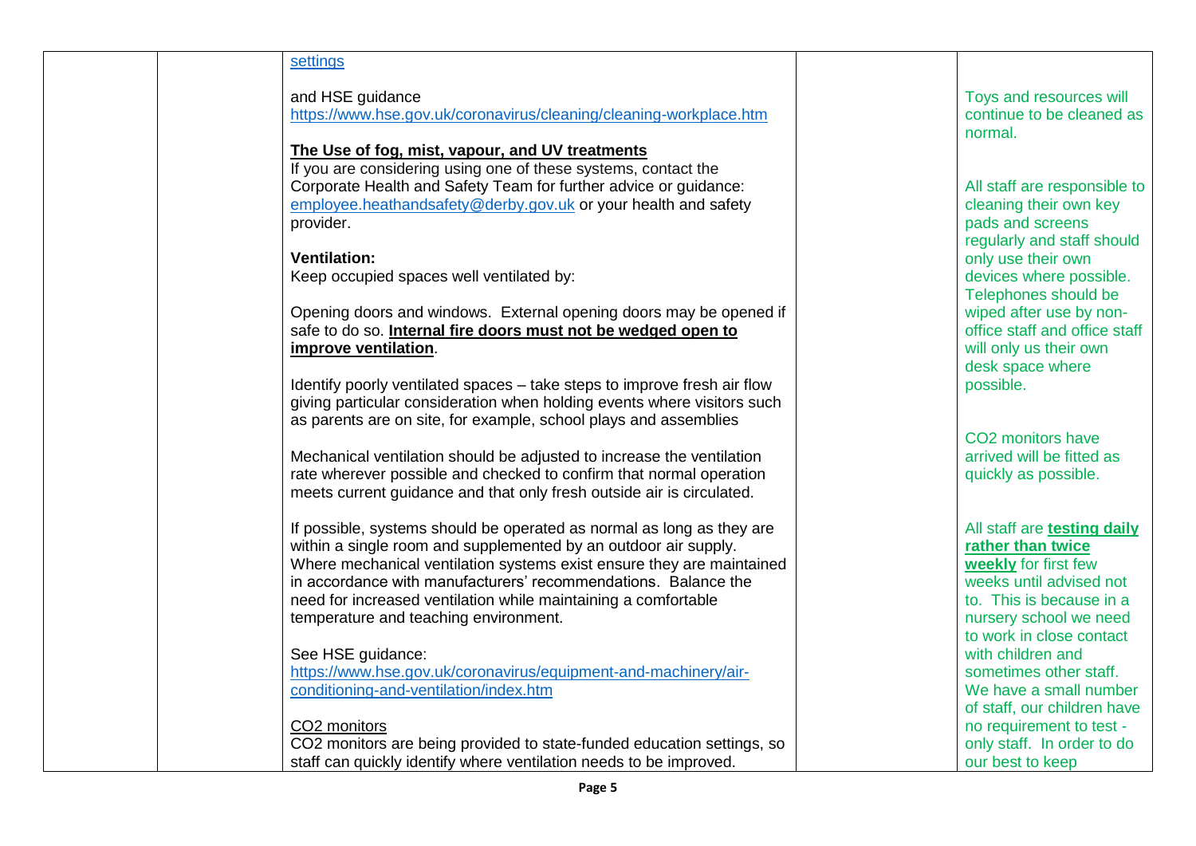| | | | | |
|---|---|---|---|---|
| | | [settings](#)<br><br>and HSE guidance<br>https://www.hse.gov.uk/coronavirus/cleaning/cleaning-workplace.htm<br><br>**The Use of fog, mist, vapour, and UV treatments**<br>If you are considering using one of these systems, contact the Corporate Health and Safety Team for further advice or guidance: employee.heathandsafety@derby.gov.uk or your health and safety provider.<br><br>**Ventilation:**<br>Keep occupied spaces well ventilated by:<br><br>Opening doors and windows. External opening doors may be opened if safe to do so. **Internal fire doors must not be wedged open to improve ventilation**.<br><br>Identify poorly ventilated spaces – take steps to improve fresh air flow giving particular consideration when holding events where visitors such as parents are on site, for example, school plays and assemblies<br><br>Mechanical ventilation should be adjusted to increase the ventilation rate wherever possible and checked to confirm that normal operation meets current guidance and that only fresh outside air is circulated.<br><br>If possible, systems should be operated as normal as long as they are within a single room and supplemented by an outdoor air supply. Where mechanical ventilation systems exist ensure they are maintained in accordance with manufacturers' recommendations. Balance the need for increased ventilation while maintaining a comfortable temperature and teaching environment.<br><br>See HSE guidance:<br>https://www.hse.gov.uk/coronavirus/equipment-and-machinery/air-conditioning-and-ventilation/index.htm<br><br>CO2 monitors<br>CO2 monitors are being provided to state-funded education settings, so staff can quickly identify where ventilation needs to be improved. | | Toys and resources will continue to be cleaned as normal.<br><br>All staff are responsible to cleaning their own key pads and screens regularly and staff should only use their own devices where possible. Telephones should be wiped after use by non-office staff and office staff will only us their own desk space where possible.<br><br>CO2 monitors have arrived will be fitted as quickly as possible.<br><br>All staff are **testing daily rather than twice weekly** for first few weeks until advised not to. This is because in a nursery school we need to work in close contact with children and sometimes other staff. We have a small number of staff, our children have no requirement to test - only staff. In order to do our best to keep |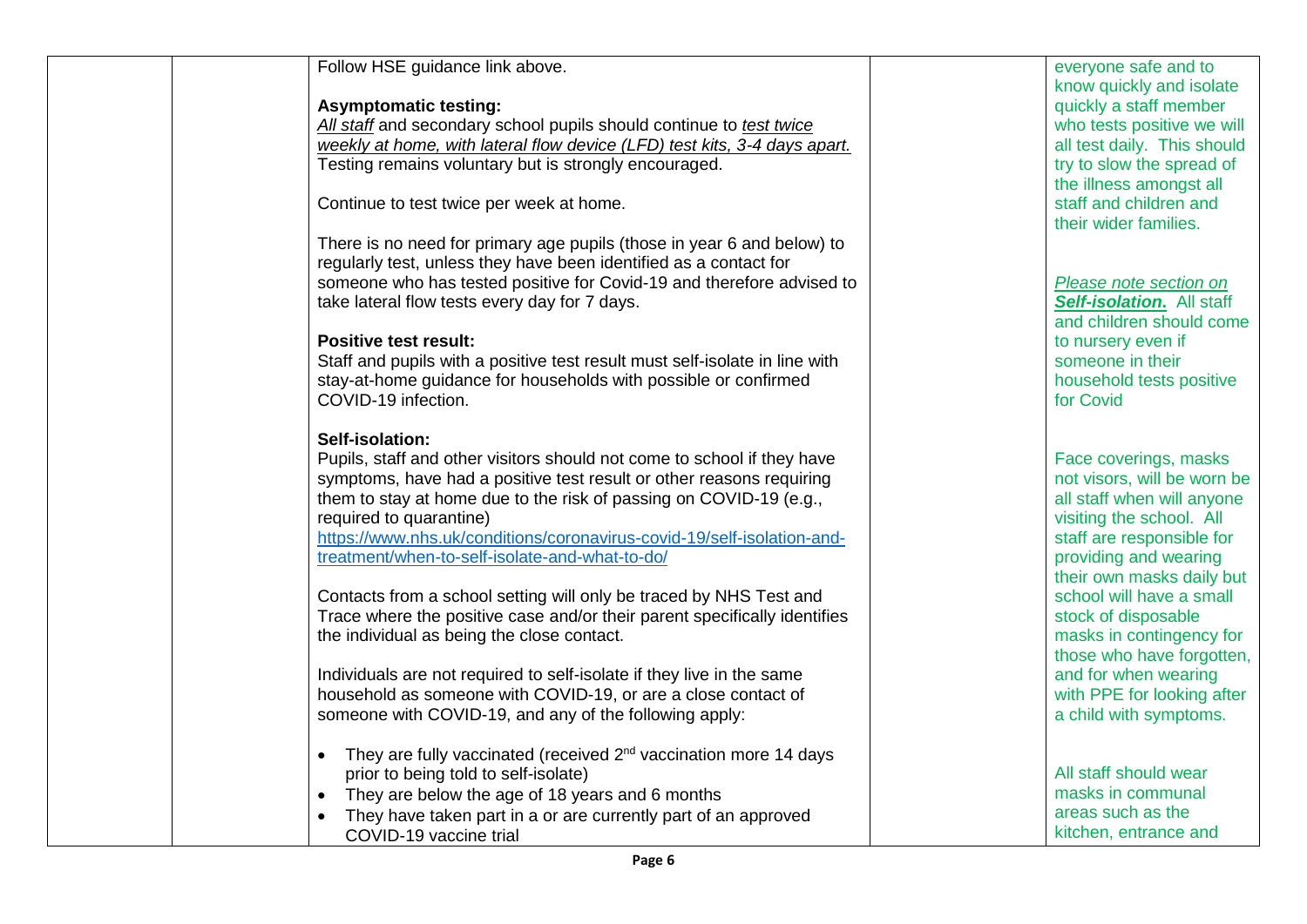| | | | | |
|---|---|---|---|---|
| | | Follow HSE guidance link above.<br><br>**Asymptomatic testing:**<br>*<u>All staff</u>* and secondary school pupils should continue to *<u>test twice weekly at home, with lateral flow device (LFD) test kits, 3-4 days apart.</u>* Testing remains voluntary but is strongly encouraged.<br><br>Continue to test twice per week at home.<br><br>There is no need for primary age pupils (those in year 6 and below) to regularly test, unless they have been identified as a contact for someone who has tested positive for Covid-19 and therefore advised to take lateral flow tests every day for 7 days.<br><br>**Positive test result:**<br>Staff and pupils with a positive test result must self-isolate in line with stay-at-home guidance for households with possible or confirmed COVID-19 infection.<br><br>**Self-isolation:**<br>Pupils, staff and other visitors should not come to school if they have symptoms, have had a positive test result or other reasons requiring them to stay at home due to the risk of passing on COVID-19 (e.g., required to quarantine)<br>https://www.nhs.uk/conditions/coronavirus-covid-19/self-isolation-and-treatment/when-to-self-isolate-and-what-to-do/<br><br>Contacts from a school setting will only be traced by NHS Test and Trace where the positive case and/or their parent specifically identifies the individual as being the close contact.<br><br>Individuals are not required to self-isolate if they live in the same household as someone with COVID-19, or are a close contact of someone with COVID-19, and any of the following apply:<br><br>• They are fully vaccinated (received 2nd vaccination more 14 days prior to being told to self-isolate)<br>• They are below the age of 18 years and 6 months<br>• They have taken part in a or are currently part of an approved COVID-19 vaccine trial | | everyone safe and to know quickly and isolate quickly a staff member who tests positive we will all test daily. This should try to slow the spread of the illness amongst all staff and children and their wider families.<br><br>*<u>Please note section on</u>* ***<u>Self-isolation.</u>*** All staff and children should come to nursery even if someone in their household tests positive for Covid<br><br>Face coverings, masks not visors, will be worn be all staff when will anyone visiting the school. All staff are responsible for providing and wearing their own masks daily but school will have a small stock of disposable masks in contingency for those who have forgotten, and for when wearing with PPE for looking after a child with symptoms.<br><br>All staff should wear masks in communal areas such as the kitchen, entrance and |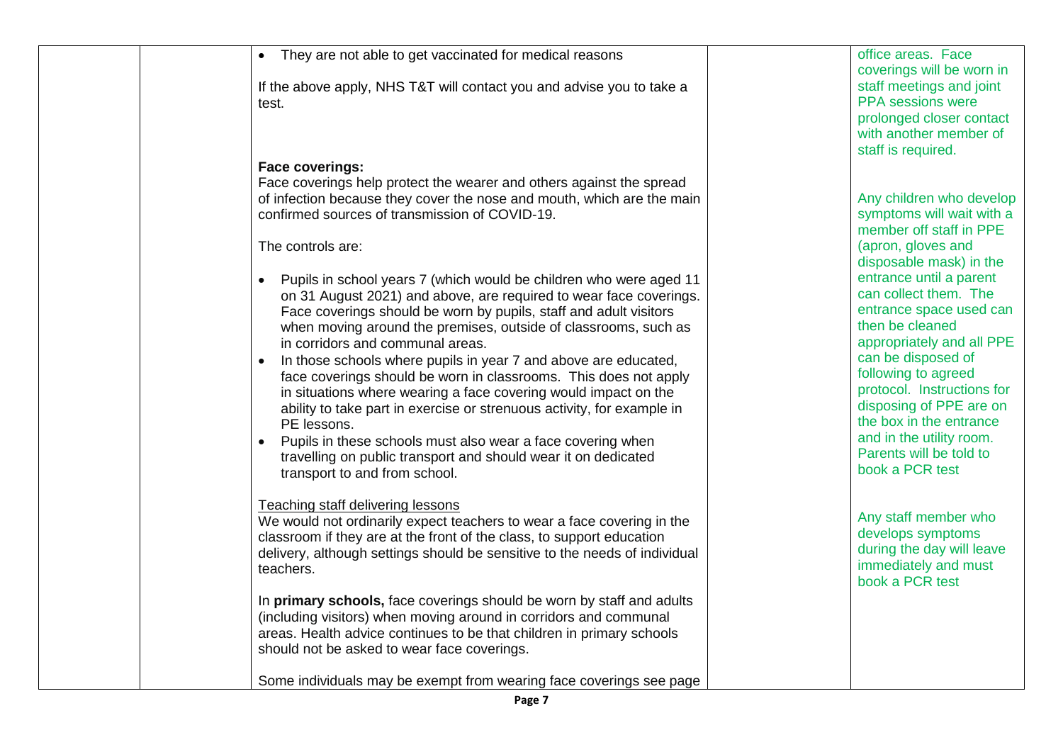| | | Content | | Actions |
|---|---|---|---|---|
| | | • They are not able to get vaccinated for medical reasons<br><br>If the above apply, NHS T&T will contact you and advise you to take a test.<br><br>**Face coverings:**<br>Face coverings help protect the wearer and others against the spread of infection because they cover the nose and mouth, which are the main confirmed sources of transmission of COVID-19.<br><br>The controls are:<br><br>• Pupils in school years 7 (which would be children who were aged 11 on 31 August 2021) and above, are required to wear face coverings. Face coverings should be worn by pupils, staff and adult visitors when moving around the premises, outside of classrooms, such as in corridors and communal areas.<br>• In those schools where pupils in year 7 and above are educated, face coverings should be worn in classrooms. This does not apply in situations where wearing a face covering would impact on the ability to take part in exercise or strenuous activity, for example in PE lessons.<br>• Pupils in these schools must also wear a face covering when travelling on public transport and should wear it on dedicated transport to and from school.<br><br><u>Teaching staff delivering lessons</u><br>We would not ordinarily expect teachers to wear a face covering in the classroom if they are at the front of the class, to support education delivery, although settings should be sensitive to the needs of individual teachers.<br><br>In **primary schools,** face coverings should be worn by staff and adults (including visitors) when moving around in corridors and communal areas. Health advice continues to be that children in primary schools should not be asked to wear face coverings.<br><br>Some individuals may be exempt from wearing face coverings see page | | office areas. Face coverings will be worn in staff meetings and joint PPA sessions were prolonged closer contact with another member of staff is required.<br><br>Any children who develop symptoms will wait with a member off staff in PPE (apron, gloves and disposable mask) in the entrance until a parent can collect them. The entrance space used can then be cleaned appropriately and all PPE can be disposed of following to agreed protocol. Instructions for disposing of PPE are on the box in the entrance and in the utility room. Parents will be told to book a PCR test<br><br>Any staff member who develops symptoms during the day will leave immediately and must book a PCR test |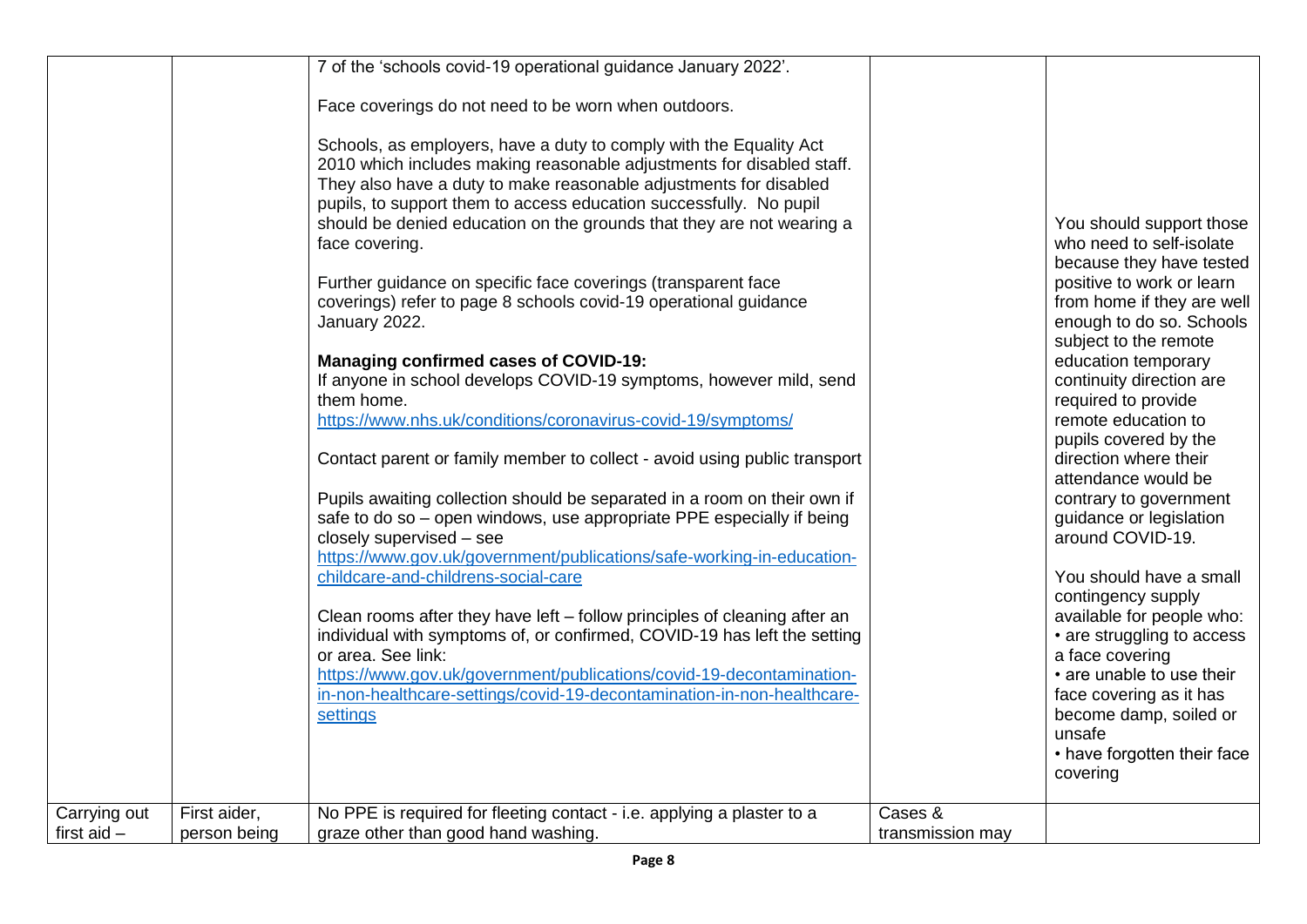| | | | | |
|---|---|---|---|---|
| | | 7 of the 'schools covid-19 operational guidance January 2022'.<br><br>Face coverings do not need to be worn when outdoors.<br><br>Schools, as employers, have a duty to comply with the Equality Act 2010 which includes making reasonable adjustments for disabled staff. They also have a duty to make reasonable adjustments for disabled pupils, to support them to access education successfully. No pupil should be denied education on the grounds that they are not wearing a face covering.<br><br>Further guidance on specific face coverings (transparent face coverings) refer to page 8 schools covid-19 operational guidance January 2022.<br><br>**Managing confirmed cases of COVID-19:**<br>If anyone in school develops COVID-19 symptoms, however mild, send them home.<br>https://www.nhs.uk/conditions/coronavirus-covid-19/symptoms/<br><br>Contact parent or family member to collect - avoid using public transport<br><br>Pupils awaiting collection should be separated in a room on their own if safe to do so – open windows, use appropriate PPE especially if being closely supervised – see https://www.gov.uk/government/publications/safe-working-in-education-childcare-and-childrens-social-care<br><br>Clean rooms after they have left – follow principles of cleaning after an individual with symptoms of, or confirmed, COVID-19 has left the setting or area. See link: https://www.gov.uk/government/publications/covid-19-decontamination-in-non-healthcare-settings/covid-19-decontamination-in-non-healthcare-settings | | You should support those who need to self-isolate because they have tested positive to work or learn from home if they are well enough to do so. Schools subject to the remote education temporary continuity direction are required to provide remote education to pupils covered by the direction where their attendance would be contrary to government guidance or legislation around COVID-19.<br><br>You should have a small contingency supply available for people who:<br>• are struggling to access a face covering<br>• are unable to use their face covering as it has become damp, soiled or unsafe<br>• have forgotten their face covering |
| Carrying out first aid – | First aider, person being | No PPE is required for fleeting contact - i.e. applying a plaster to a graze other than good hand washing. | Cases & transmission may | |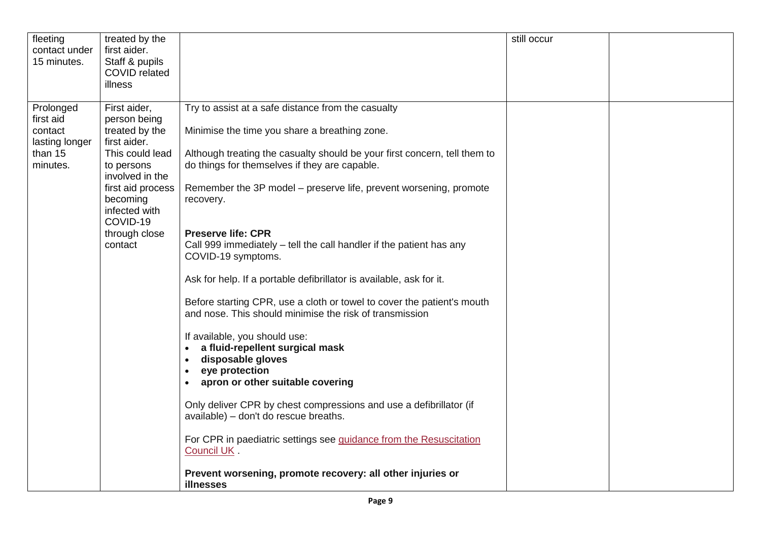| | | | | |
|---|---|---|---|---|
| fleeting contact under 15 minutes. | treated by the first aider. Staff & pupils COVID related illness | | still occur | |
| Prolonged first aid contact lasting longer than 15 minutes. | First aider, person being treated by the first aider. This could lead to persons involved in the first aid process becoming infected with COVID-19 through close contact | Try to assist at a safe distance from the casualty<br><br>Minimise the time you share a breathing zone.<br><br>Although treating the casualty should be your first concern, tell them to do things for themselves if they are capable.<br><br>Remember the 3P model – preserve life, prevent worsening, promote recovery.<br><br>**Preserve life: CPR**<br>Call 999 immediately – tell the call handler if the patient has any COVID-19 symptoms.<br><br>Ask for help. If a portable defibrillator is available, ask for it.<br><br>Before starting CPR, use a cloth or towel to cover the patient's mouth and nose. This should minimise the risk of transmission<br><br>If available, you should use:<br>• **a fluid-repellent surgical mask**<br>• **disposable gloves**<br>• **eye protection**<br>• **apron or other suitable covering**<br><br>Only deliver CPR by chest compressions and use a defibrillator (if available) – don't do rescue breaths.<br><br>For CPR in paediatric settings see [guidance from the Resuscitation Council UK]() .<br><br>**Prevent worsening, promote recovery: all other injuries or illnesses** | | |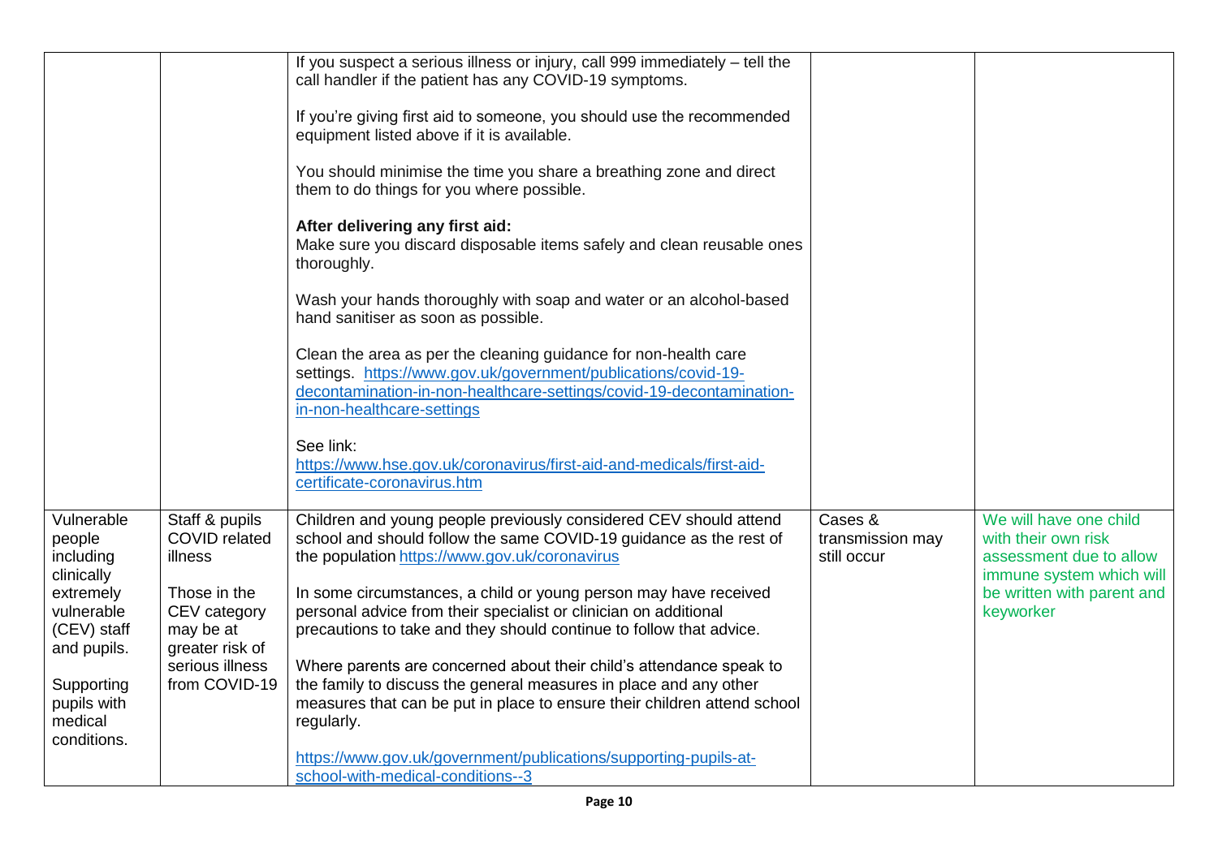| | | | | |
|---|---|---|---|---|
| | | If you suspect a serious illness or injury, call 999 immediately – tell the call handler if the patient has any COVID-19 symptoms.<br><br>If you're giving first aid to someone, you should use the recommended equipment listed above if it is available.<br><br>You should minimise the time you share a breathing zone and direct them to do things for you where possible.<br><br>**After delivering any first aid:**<br>Make sure you discard disposable items safely and clean reusable ones thoroughly.<br><br>Wash your hands thoroughly with soap and water or an alcohol-based hand sanitiser as soon as possible.<br><br>Clean the area as per the cleaning guidance for non-health care settings. https://www.gov.uk/government/publications/covid-19-decontamination-in-non-healthcare-settings/covid-19-decontamination-in-non-healthcare-settings<br><br>See link:<br>https://www.hse.gov.uk/coronavirus/first-aid-and-medicals/first-aid-certificate-coronavirus.htm | | |
| Vulnerable people including clinically extremely vulnerable (CEV) staff and pupils.<br><br>Supporting pupils with medical conditions. | Staff & pupils COVID related illness<br><br>Those in the CEV category may be at greater risk of serious illness from COVID-19 | Children and young people previously considered CEV should attend school and should follow the same COVID-19 guidance as the rest of the population https://www.gov.uk/coronavirus<br><br>In some circumstances, a child or young person may have received personal advice from their specialist or clinician on additional precautions to take and they should continue to follow that advice.<br><br>Where parents are concerned about their child's attendance speak to the family to discuss the general measures in place and any other measures that can be put in place to ensure their children attend school regularly.<br><br>https://www.gov.uk/government/publications/supporting-pupils-at-school-with-medical-conditions--3 | Cases & transmission may still occur | We will have one child with their own risk assessment due to allow immune system which will be written with parent and keyworker |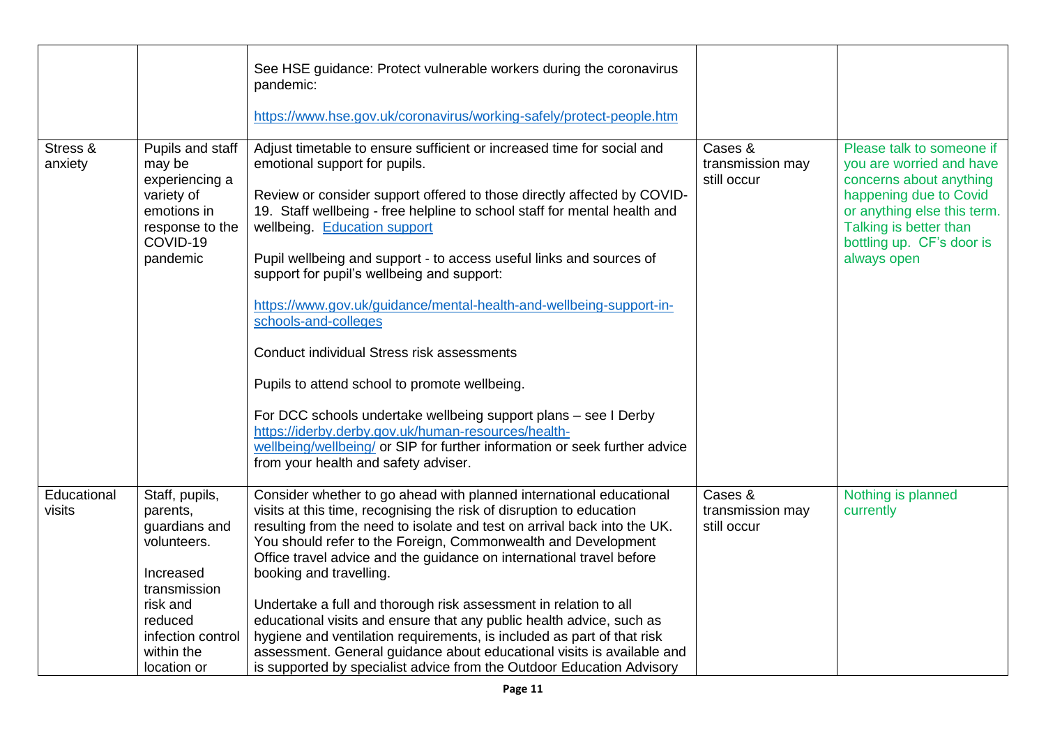| | | | | |
|---|---|---|---|---|
| | | See HSE guidance: Protect vulnerable workers during the coronavirus pandemic:<br><br>https://www.hse.gov.uk/coronavirus/working-safely/protect-people.htm | | |
| Stress & anxiety | Pupils and staff may be experiencing a variety of emotions in response to the COVID-19 pandemic | Adjust timetable to ensure sufficient or increased time for social and emotional support for pupils.<br><br>Review or consider support offered to those directly affected by COVID-19. Staff wellbeing - free helpline to school staff for mental health and wellbeing. Education support<br><br>Pupil wellbeing and support - to access useful links and sources of support for pupil's wellbeing and support:<br><br>https://www.gov.uk/guidance/mental-health-and-wellbeing-support-in-schools-and-colleges<br><br>Conduct individual Stress risk assessments<br><br>Pupils to attend school to promote wellbeing.<br><br>For DCC schools undertake wellbeing support plans – see I Derby https://iderby.derby.gov.uk/human-resources/health-wellbeing/wellbeing/ or SIP for further information or seek further advice from your health and safety adviser. | Cases & transmission may still occur | Please talk to someone if you are worried and have concerns about anything happening due to Covid or anything else this term. Talking is better than bottling up. CF's door is always open |
| Educational visits | Staff, pupils, parents, guardians and volunteers.<br><br>Increased transmission risk and reduced infection control within the location or | Consider whether to go ahead with planned international educational visits at this time, recognising the risk of disruption to education resulting from the need to isolate and test on arrival back into the UK. You should refer to the Foreign, Commonwealth and Development Office travel advice and the guidance on international travel before booking and travelling.<br><br>Undertake a full and thorough risk assessment in relation to all educational visits and ensure that any public health advice, such as hygiene and ventilation requirements, is included as part of that risk assessment. General guidance about educational visits is available and is supported by specialist advice from the Outdoor Education Advisory | Cases & transmission may still occur | Nothing is planned currently |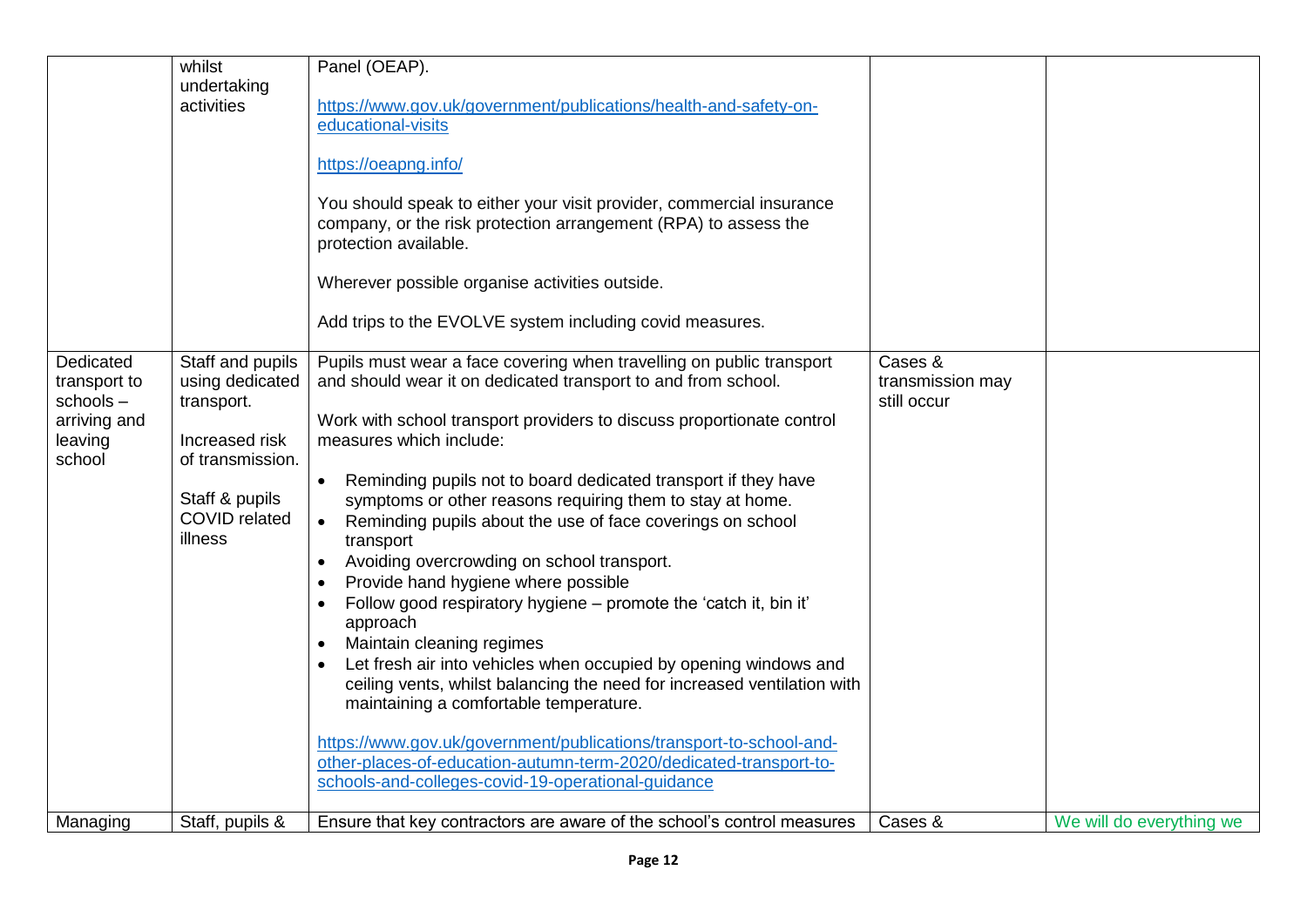|  |  |  |  |  |
|---|---|---|---|---|
|  | whilst undertaking activities | Panel (OEAP).<br><br>[https://www.gov.uk/government/publications/health-and-safety-on-educational-visits](https://www.gov.uk/government/publications/health-and-safety-on-educational-visits)<br><br>[https://oeapng.info/](https://oeapng.info/)<br><br>You should speak to either your visit provider, commercial insurance company, or the risk protection arrangement (RPA) to assess the protection available.<br><br>Wherever possible organise activities outside.<br><br>Add trips to the EVOLVE system including covid measures. |  |  |
| Dedicated transport to schools – arriving and leaving school | Staff and pupils using dedicated transport.<br><br>Increased risk of transmission.<br><br>Staff & pupils COVID related illness | Pupils must wear a face covering when travelling on public transport and should wear it on dedicated transport to and from school.<br><br>Work with school transport providers to discuss proportionate control measures which include:<br><br>• Reminding pupils not to board dedicated transport if they have symptoms or other reasons requiring them to stay at home.<br>• Reminding pupils about the use of face coverings on school transport<br>• Avoiding overcrowding on school transport.<br>• Provide hand hygiene where possible<br>• Follow good respiratory hygiene – promote the 'catch it, bin it' approach<br>• Maintain cleaning regimes<br>• Let fresh air into vehicles when occupied by opening windows and ceiling vents, whilst balancing the need for increased ventilation with maintaining a comfortable temperature.<br><br>[https://www.gov.uk/government/publications/transport-to-school-and-other-places-of-education-autumn-term-2020/dedicated-transport-to-schools-and-colleges-covid-19-operational-guidance](https://www.gov.uk/government/publications/transport-to-school-and-other-places-of-education-autumn-term-2020/dedicated-transport-to-schools-and-colleges-covid-19-operational-guidance) | Cases & transmission may still occur |  |
| Managing | Staff, pupils & | Ensure that key contractors are aware of the school's control measures | Cases & | We will do everything we |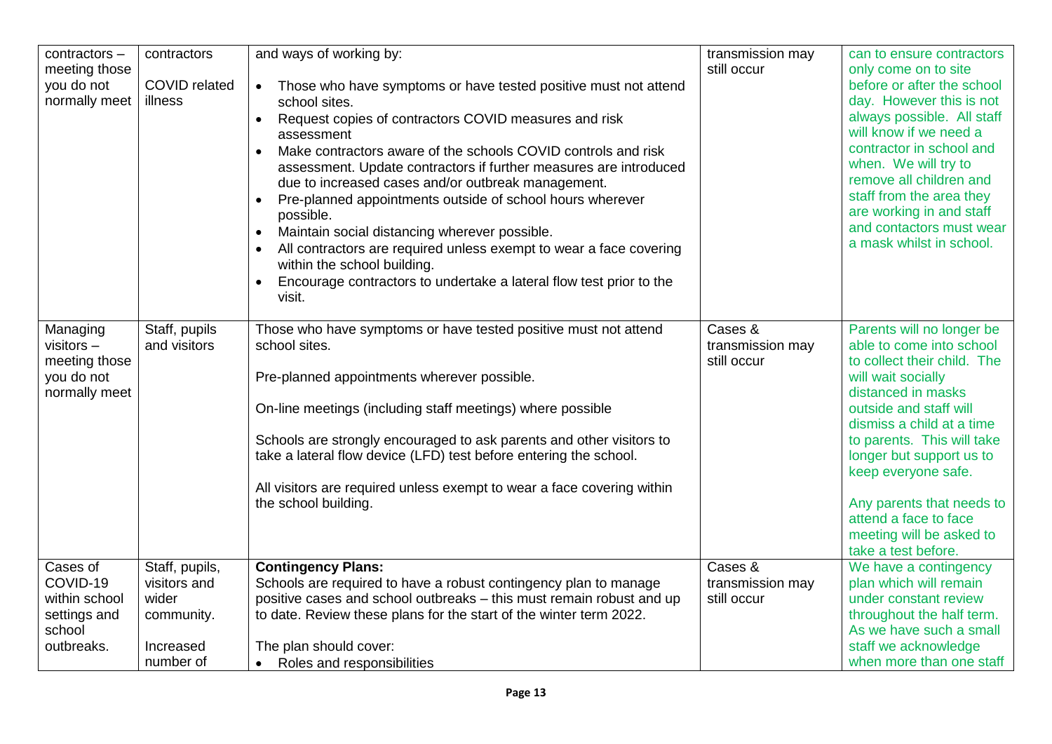| | | | | |
|---|---|---|---|---|
| contractors – meeting those you do not normally meet | contractors<br><br>COVID related illness | and ways of working by:<br><br>• Those who have symptoms or have tested positive must not attend school sites.<br>• Request copies of contractors COVID measures and risk assessment<br>• Make contractors aware of the schools COVID controls and risk assessment. Update contractors if further measures are introduced due to increased cases and/or outbreak management.<br>• Pre-planned appointments outside of school hours wherever possible.<br>• Maintain social distancing wherever possible.<br>• All contractors are required unless exempt to wear a face covering within the school building.<br>• Encourage contractors to undertake a lateral flow test prior to the visit. | transmission may still occur | can to ensure contractors only come on to site before or after the school day. However this is not always possible. All staff will know if we need a contractor in school and when. We will try to remove all children and staff from the area they are working in and staff and contactors must wear a mask whilst in school. |
| Managing visitors – meeting those you do not normally meet | Staff, pupils and visitors | Those who have symptoms or have tested positive must not attend school sites.<br><br>Pre-planned appointments wherever possible.<br><br>On-line meetings (including staff meetings) where possible<br><br>Schools are strongly encouraged to ask parents and other visitors to take a lateral flow device (LFD) test before entering the school.<br><br>All visitors are required unless exempt to wear a face covering within the school building. | Cases & transmission may still occur | Parents will no longer be able to come into school to collect their child. The will wait socially distanced in masks outside and staff will dismiss a child at a time to parents. This will take longer but support us to keep everyone safe.<br><br>Any parents that needs to attend a face to face meeting will be asked to take a test before. |
| Cases of COVID-19 within school settings and school outbreaks. | Staff, pupils, visitors and wider community.<br><br>Increased number of | **Contingency Plans:**<br>Schools are required to have a robust contingency plan to manage positive cases and school outbreaks – this must remain robust and up to date. Review these plans for the start of the winter term 2022.<br><br>The plan should cover:<br>• Roles and responsibilities | Cases & transmission may still occur | We have a contingency plan which will remain under constant review throughout the half term. As we have such a small staff we acknowledge when more than one staff |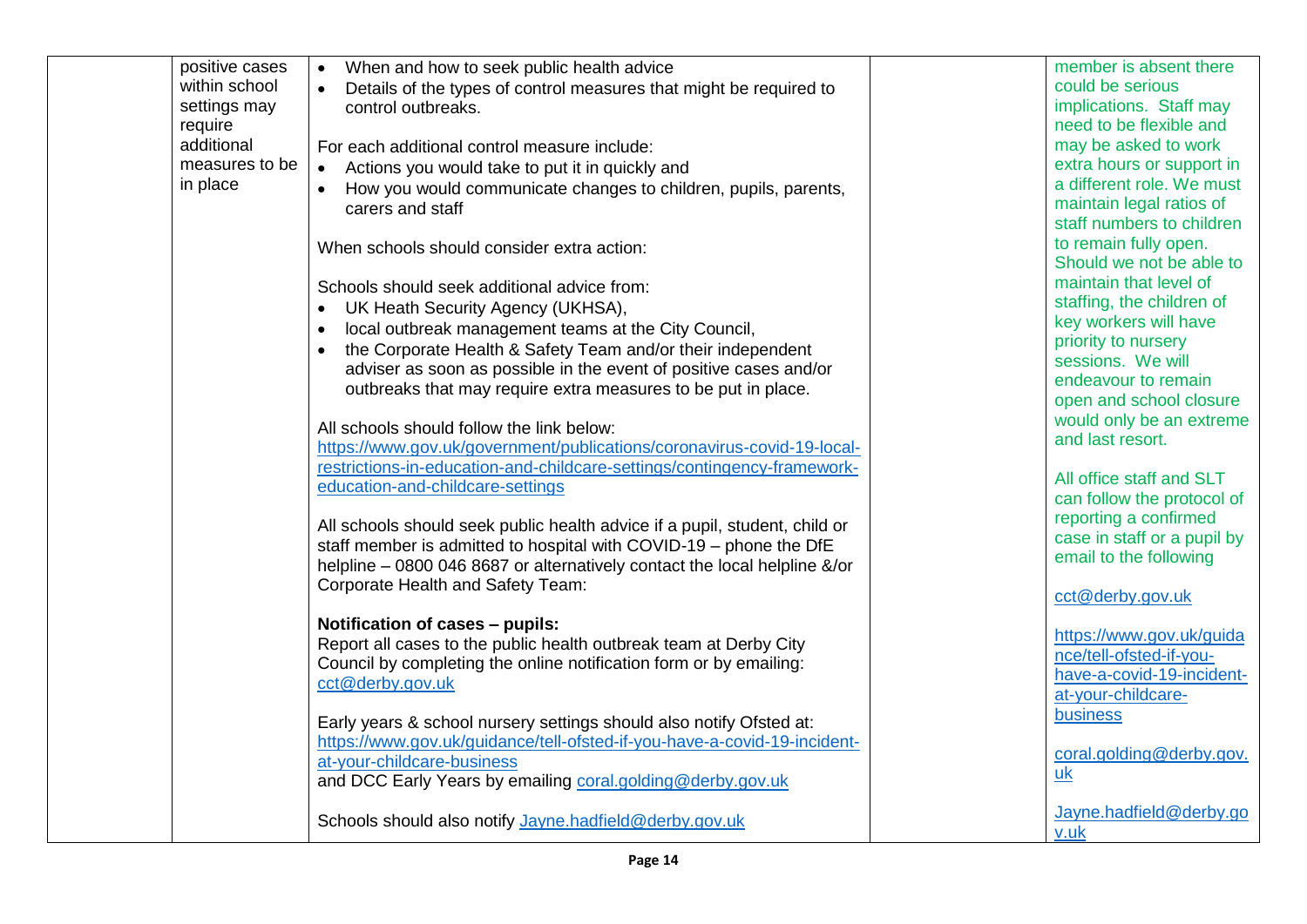| | | | | |
|---|---|---|---|---|
| | positive cases within school settings may require additional measures to be in place | • When and how to seek public health advice<br>• Details of the types of control measures that might be required to control outbreaks.<br><br>For each additional control measure include:<br>• Actions you would take to put it in quickly and<br>• How you would communicate changes to children, pupils, parents, carers and staff<br><br>When schools should consider extra action:<br><br>Schools should seek additional advice from:<br>• UK Heath Security Agency (UKHSA),<br>• local outbreak management teams at the City Council,<br>• the Corporate Health & Safety Team and/or their independent adviser as soon as possible in the event of positive cases and/or outbreaks that may require extra measures to be put in place.<br><br>All schools should follow the link below:<br>https://www.gov.uk/government/publications/coronavirus-covid-19-local-restrictions-in-education-and-childcare-settings/contingency-framework-education-and-childcare-settings<br><br>All schools should seek public health advice if a pupil, student, child or staff member is admitted to hospital with COVID-19 – phone the DfE helpline – 0800 046 8687 or alternatively contact the local helpline &/or Corporate Health and Safety Team:<br><br>**Notification of cases – pupils:**<br>Report all cases to the public health outbreak team at Derby City Council by completing the online notification form or by emailing: cct@derby.gov.uk<br><br>Early years & school nursery settings should also notify Ofsted at: https://www.gov.uk/guidance/tell-ofsted-if-you-have-a-covid-19-incident-at-your-childcare-business<br>and DCC Early Years by emailing coral.golding@derby.gov.uk<br><br>Schools should also notify Jayne.hadfield@derby.gov.uk | | member is absent there could be serious implications. Staff may need to be flexible and may be asked to work extra hours or support in a different role. We must maintain legal ratios of staff numbers to children to remain fully open. Should we not be able to maintain that level of staffing, the children of key workers will have priority to nursery sessions. We will endeavour to remain open and school closure would only be an extreme and last resort.<br><br>All office staff and SLT can follow the protocol of reporting a confirmed case in staff or a pupil by email to the following<br><br>cct@derby.gov.uk<br><br>https://www.gov.uk/guidance/tell-ofsted-if-you-have-a-covid-19-incident-at-your-childcare-business<br><br>coral.golding@derby.gov.uk<br><br>Jayne.hadfield@derby.gov.uk |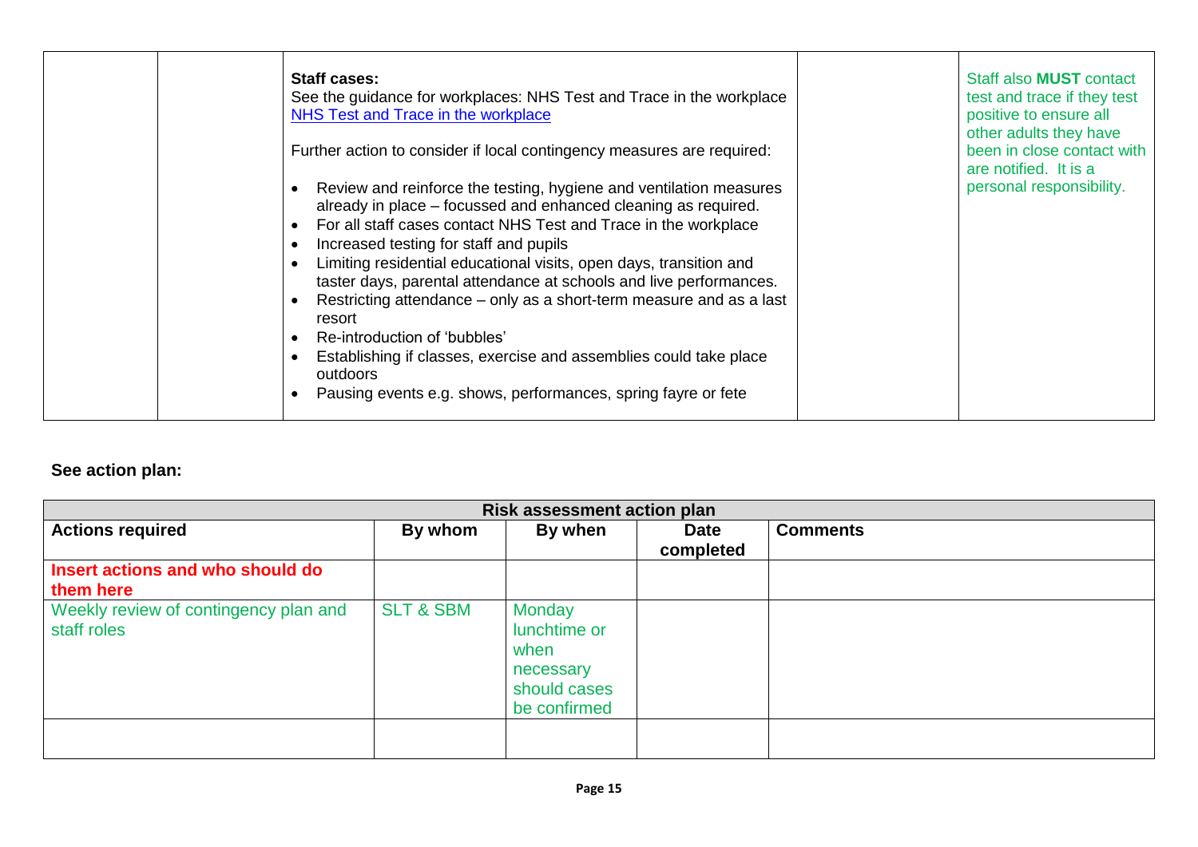|  |  | **Staff cases:**<br>See the guidance for workplaces: NHS Test and Trace in the workplace<br>[NHS Test and Trace in the workplace]<br><br>Further action to consider if local contingency measures are required:<br><br>• Review and reinforce the testing, hygiene and ventilation measures already in place – focussed and enhanced cleaning as required.<br>• For all staff cases contact NHS Test and Trace in the workplace<br>• Increased testing for staff and pupils<br>• Limiting residential educational visits, open days, transition and taster days, parental attendance at schools and live performances.<br>• Restricting attendance – only as a short-term measure and as a last resort<br>• Re-introduction of 'bubbles'<br>• Establishing if classes, exercise and assemblies could take place outdoors<br>• Pausing events e.g. shows, performances, spring fayre or fete |  | Staff also **MUST** contact test and trace if they test positive to ensure all other adults they have been in close contact with are notified. It is a personal responsibility. |
|---|---|---|---|---|

**See action plan:**

| Risk assessment action plan | | | | |
|---|---|---|---|---|
| **Actions required** | **By whom** | **By when** | **Date completed** | **Comments** |
| **Insert actions and who should do them here** | | | | |
| Weekly review of contingency plan and staff roles | SLT & SBM | Monday lunchtime or when necessary should cases be confirmed | | |
| | | | | |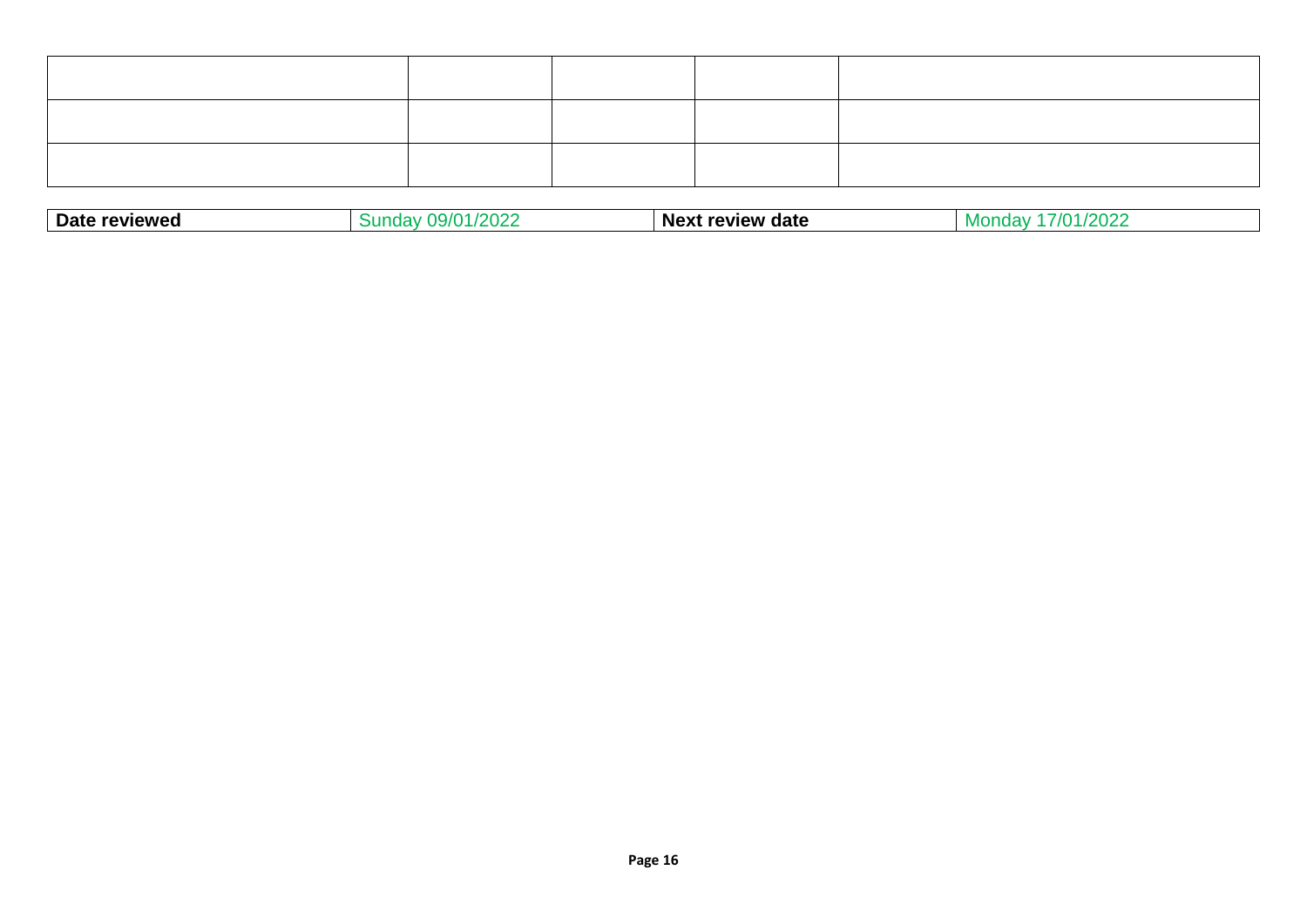| | | | | |
|---|---|---|---|---|
| | | | | |
| | | | | |
| | | | | |

| | | | |
|---|---|---|---|
| **Date reviewed** | Sunday 09/01/2022 | **Next review date** | Monday 17/01/2022 |